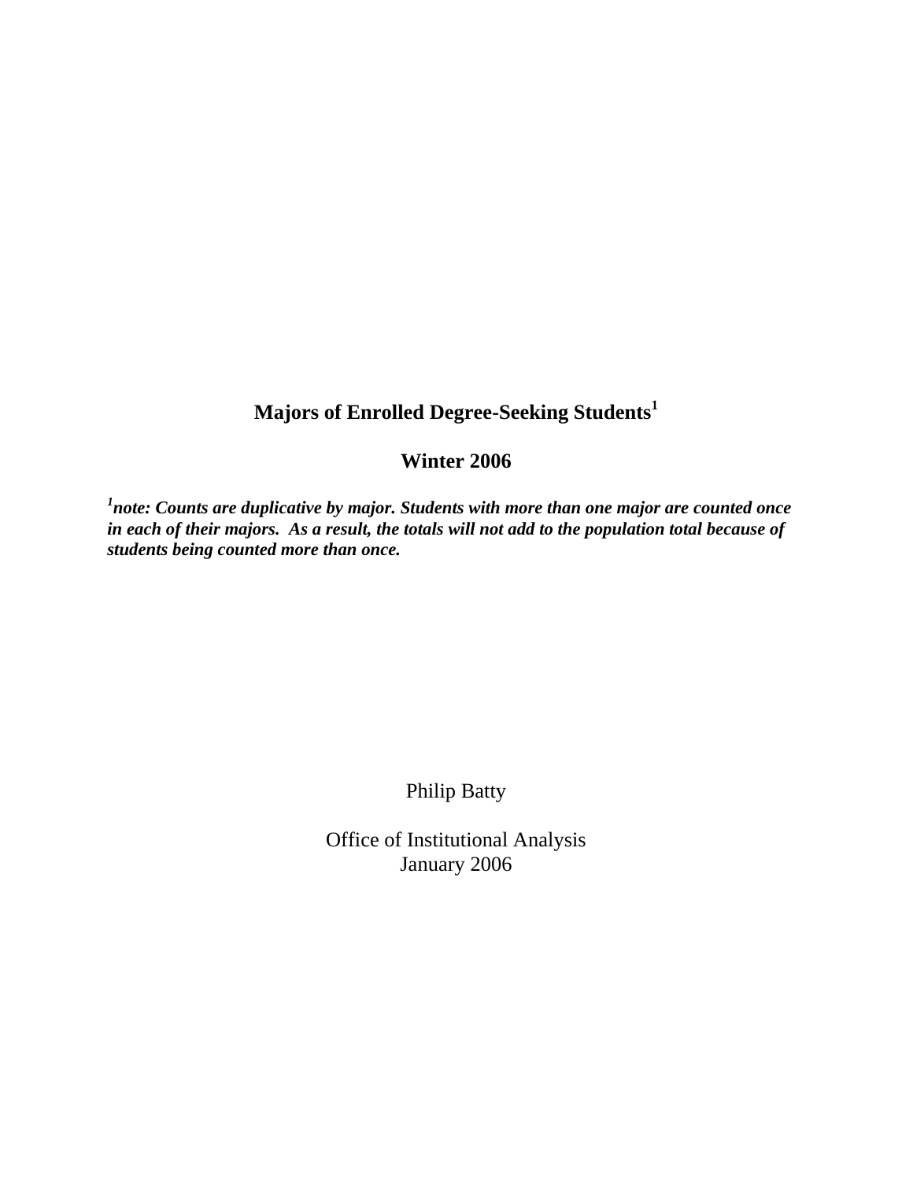# Majors of Enrolled Degree-Seeking Students[1]

## Winter 2006

***[1]note: Counts are duplicative by major. Students with more than one major are counted once in each of their majors. As a result, the totals will not add to the population total because of students being counted more than once.***

Philip Batty

Office of Institutional Analysis
January 2006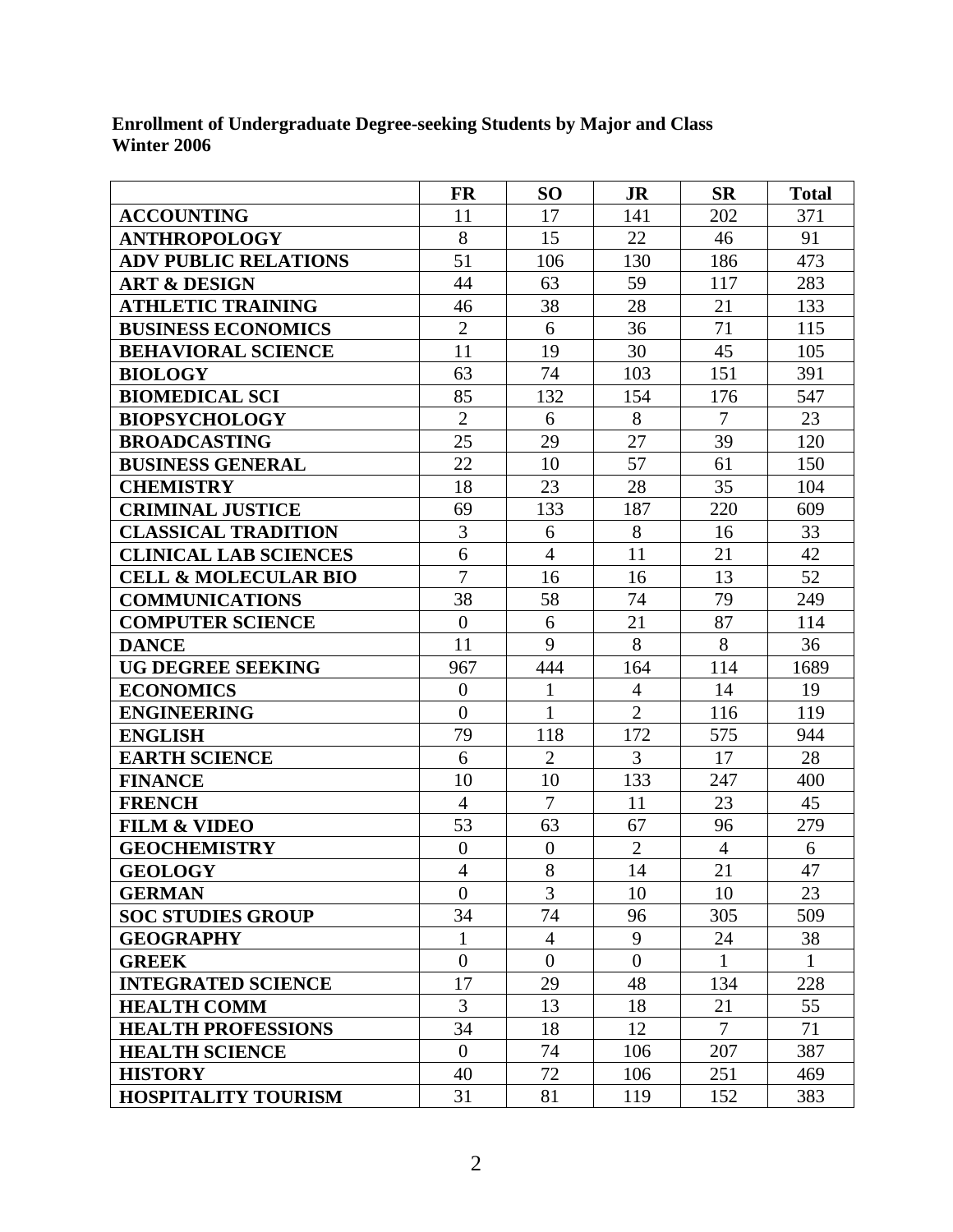**Enrollment of Undergraduate Degree-seeking Students by Major and Class**
**Winter 2006**

| | FR | SO | JR | SR | Total |
|---|---|---|---|---|---|
| **ACCOUNTING** | 11 | 17 | 141 | 202 | 371 |
| **ANTHROPOLOGY** | 8 | 15 | 22 | 46 | 91 |
| **ADV PUBLIC RELATIONS** | 51 | 106 | 130 | 186 | 473 |
| **ART & DESIGN** | 44 | 63 | 59 | 117 | 283 |
| **ATHLETIC TRAINING** | 46 | 38 | 28 | 21 | 133 |
| **BUSINESS ECONOMICS** | 2 | 6 | 36 | 71 | 115 |
| **BEHAVIORAL SCIENCE** | 11 | 19 | 30 | 45 | 105 |
| **BIOLOGY** | 63 | 74 | 103 | 151 | 391 |
| **BIOMEDICAL SCI** | 85 | 132 | 154 | 176 | 547 |
| **BIOPSYCHOLOGY** | 2 | 6 | 8 | 7 | 23 |
| **BROADCASTING** | 25 | 29 | 27 | 39 | 120 |
| **BUSINESS GENERAL** | 22 | 10 | 57 | 61 | 150 |
| **CHEMISTRY** | 18 | 23 | 28 | 35 | 104 |
| **CRIMINAL JUSTICE** | 69 | 133 | 187 | 220 | 609 |
| **CLASSICAL TRADITION** | 3 | 6 | 8 | 16 | 33 |
| **CLINICAL LAB SCIENCES** | 6 | 4 | 11 | 21 | 42 |
| **CELL & MOLECULAR BIO** | 7 | 16 | 16 | 13 | 52 |
| **COMMUNICATIONS** | 38 | 58 | 74 | 79 | 249 |
| **COMPUTER SCIENCE** | 0 | 6 | 21 | 87 | 114 |
| **DANCE** | 11 | 9 | 8 | 8 | 36 |
| **UG DEGREE SEEKING** | 967 | 444 | 164 | 114 | 1689 |
| **ECONOMICS** | 0 | 1 | 4 | 14 | 19 |
| **ENGINEERING** | 0 | 1 | 2 | 116 | 119 |
| **ENGLISH** | 79 | 118 | 172 | 575 | 944 |
| **EARTH SCIENCE** | 6 | 2 | 3 | 17 | 28 |
| **FINANCE** | 10 | 10 | 133 | 247 | 400 |
| **FRENCH** | 4 | 7 | 11 | 23 | 45 |
| **FILM & VIDEO** | 53 | 63 | 67 | 96 | 279 |
| **GEOCHEMISTRY** | 0 | 0 | 2 | 4 | 6 |
| **GEOLOGY** | 4 | 8 | 14 | 21 | 47 |
| **GERMAN** | 0 | 3 | 10 | 10 | 23 |
| **SOC STUDIES GROUP** | 34 | 74 | 96 | 305 | 509 |
| **GEOGRAPHY** | 1 | 4 | 9 | 24 | 38 |
| **GREEK** | 0 | 0 | 0 | 1 | 1 |
| **INTEGRATED SCIENCE** | 17 | 29 | 48 | 134 | 228 |
| **HEALTH COMM** | 3 | 13 | 18 | 21 | 55 |
| **HEALTH PROFESSIONS** | 34 | 18 | 12 | 7 | 71 |
| **HEALTH SCIENCE** | 0 | 74 | 106 | 207 | 387 |
| **HISTORY** | 40 | 72 | 106 | 251 | 469 |
| **HOSPITALITY TOURISM** | 31 | 81 | 119 | 152 | 383 |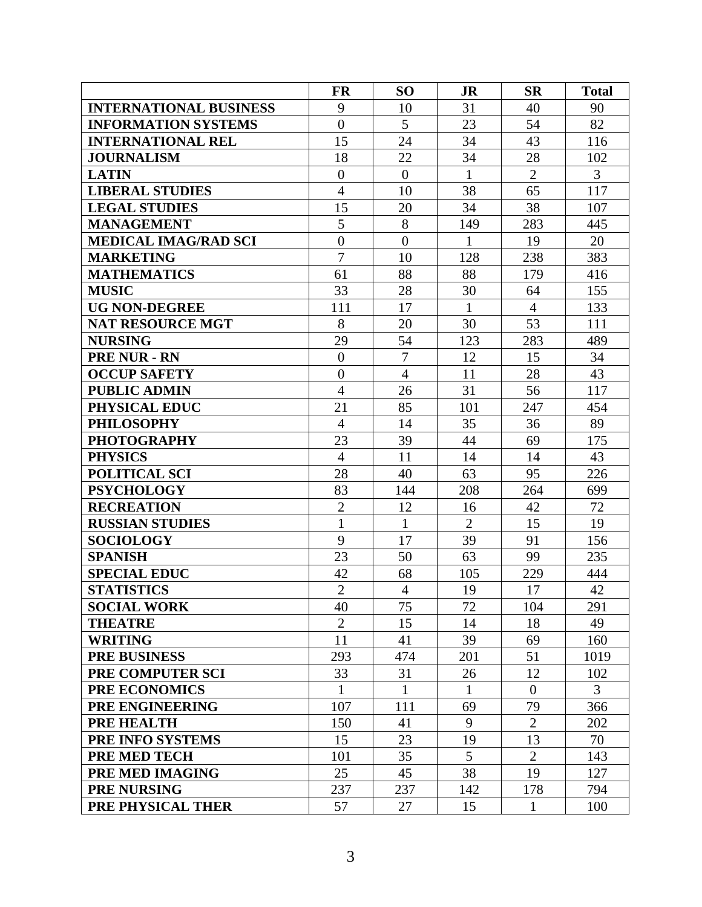| | FR | SO | JR | SR | Total |
|---|---|---|---|---|---|
| **INTERNATIONAL BUSINESS** | 9 | 10 | 31 | 40 | 90 |
| **INFORMATION SYSTEMS** | 0 | 5 | 23 | 54 | 82 |
| **INTERNATIONAL REL** | 15 | 24 | 34 | 43 | 116 |
| **JOURNALISM** | 18 | 22 | 34 | 28 | 102 |
| **LATIN** | 0 | 0 | 1 | 2 | 3 |
| **LIBERAL STUDIES** | 4 | 10 | 38 | 65 | 117 |
| **LEGAL STUDIES** | 15 | 20 | 34 | 38 | 107 |
| **MANAGEMENT** | 5 | 8 | 149 | 283 | 445 |
| **MEDICAL IMAG/RAD SCI** | 0 | 0 | 1 | 19 | 20 |
| **MARKETING** | 7 | 10 | 128 | 238 | 383 |
| **MATHEMATICS** | 61 | 88 | 88 | 179 | 416 |
| **MUSIC** | 33 | 28 | 30 | 64 | 155 |
| **UG NON-DEGREE** | 111 | 17 | 1 | 4 | 133 |
| **NAT RESOURCE MGT** | 8 | 20 | 30 | 53 | 111 |
| **NURSING** | 29 | 54 | 123 | 283 | 489 |
| **PRE NUR - RN** | 0 | 7 | 12 | 15 | 34 |
| **OCCUP SAFETY** | 0 | 4 | 11 | 28 | 43 |
| **PUBLIC ADMIN** | 4 | 26 | 31 | 56 | 117 |
| **PHYSICAL EDUC** | 21 | 85 | 101 | 247 | 454 |
| **PHILOSOPHY** | 4 | 14 | 35 | 36 | 89 |
| **PHOTOGRAPHY** | 23 | 39 | 44 | 69 | 175 |
| **PHYSICS** | 4 | 11 | 14 | 14 | 43 |
| **POLITICAL SCI** | 28 | 40 | 63 | 95 | 226 |
| **PSYCHOLOGY** | 83 | 144 | 208 | 264 | 699 |
| **RECREATION** | 2 | 12 | 16 | 42 | 72 |
| **RUSSIAN STUDIES** | 1 | 1 | 2 | 15 | 19 |
| **SOCIOLOGY** | 9 | 17 | 39 | 91 | 156 |
| **SPANISH** | 23 | 50 | 63 | 99 | 235 |
| **SPECIAL EDUC** | 42 | 68 | 105 | 229 | 444 |
| **STATISTICS** | 2 | 4 | 19 | 17 | 42 |
| **SOCIAL WORK** | 40 | 75 | 72 | 104 | 291 |
| **THEATRE** | 2 | 15 | 14 | 18 | 49 |
| **WRITING** | 11 | 41 | 39 | 69 | 160 |
| **PRE BUSINESS** | 293 | 474 | 201 | 51 | 1019 |
| **PRE COMPUTER SCI** | 33 | 31 | 26 | 12 | 102 |
| **PRE ECONOMICS** | 1 | 1 | 1 | 0 | 3 |
| **PRE ENGINEERING** | 107 | 111 | 69 | 79 | 366 |
| **PRE HEALTH** | 150 | 41 | 9 | 2 | 202 |
| **PRE INFO SYSTEMS** | 15 | 23 | 19 | 13 | 70 |
| **PRE MED TECH** | 101 | 35 | 5 | 2 | 143 |
| **PRE MED IMAGING** | 25 | 45 | 38 | 19 | 127 |
| **PRE NURSING** | 237 | 237 | 142 | 178 | 794 |
| **PRE PHYSICAL THER** | 57 | 27 | 15 | 1 | 100 |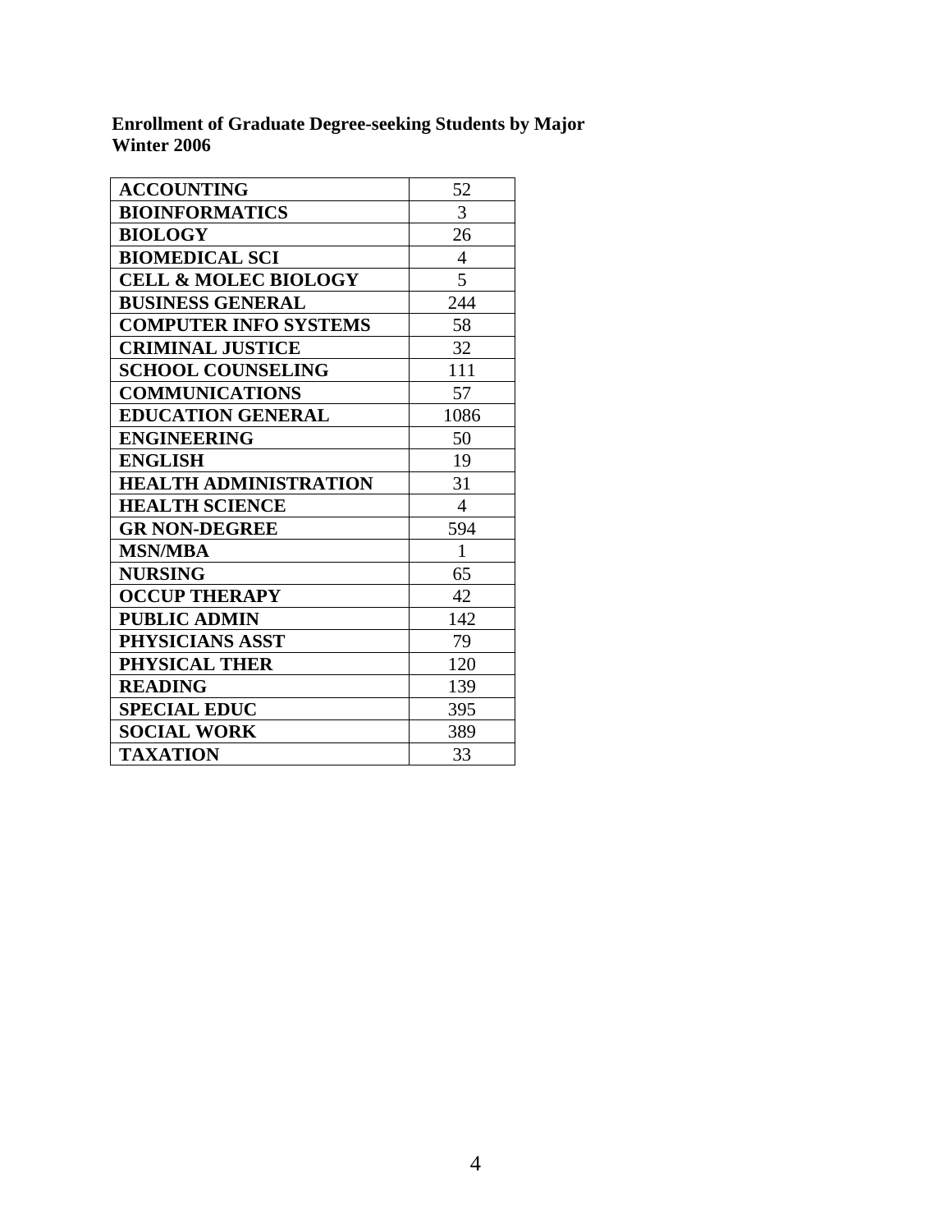**Enrollment of Graduate Degree-seeking Students by Major**
**Winter 2006**

| | |
|---|---|
| **ACCOUNTING** | 52 |
| **BIOINFORMATICS** | 3 |
| **BIOLOGY** | 26 |
| **BIOMEDICAL SCI** | 4 |
| **CELL & MOLEC BIOLOGY** | 5 |
| **BUSINESS GENERAL** | 244 |
| **COMPUTER INFO SYSTEMS** | 58 |
| **CRIMINAL JUSTICE** | 32 |
| **SCHOOL COUNSELING** | 111 |
| **COMMUNICATIONS** | 57 |
| **EDUCATION GENERAL** | 1086 |
| **ENGINEERING** | 50 |
| **ENGLISH** | 19 |
| **HEALTH ADMINISTRATION** | 31 |
| **HEALTH SCIENCE** | 4 |
| **GR NON-DEGREE** | 594 |
| **MSN/MBA** | 1 |
| **NURSING** | 65 |
| **OCCUP THERAPY** | 42 |
| **PUBLIC ADMIN** | 142 |
| **PHYSICIANS ASST** | 79 |
| **PHYSICAL THER** | 120 |
| **READING** | 139 |
| **SPECIAL EDUC** | 395 |
| **SOCIAL WORK** | 389 |
| **TAXATION** | 33 |